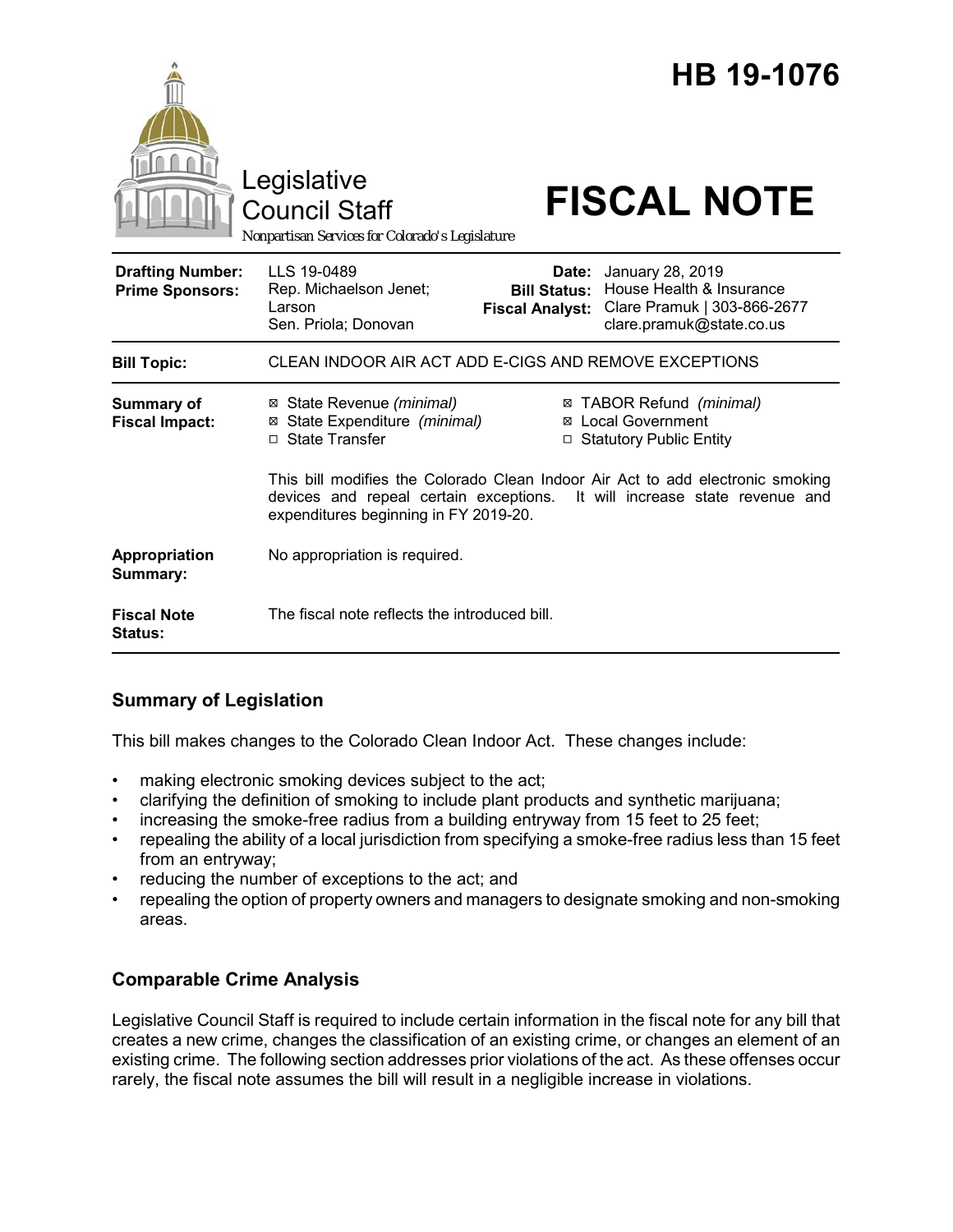# HB 19-1076

Legislative Council Staff

Nonpartisan Services for Colorado's Legislature

# FISCAL NOTE

| | | | |
|---|---|---|---|
| **Drafting Number:** | LLS 19-0489 | **Date:** | January 28, 2019 |
| **Prime Sponsors:** | Rep. Michaelson Jenet; Larson<br>Sen. Priola; Donovan | **Bill Status:** | House Health & Insurance |
| | | **Fiscal Analyst:** | Clare Pramuk \| 303-866-2677<br>clare.pramuk@state.co.us |

| | |
|---|---|
| **Bill Topic:** | CLEAN INDOOR AIR ACT ADD E-CIGS AND REMOVE EXCEPTIONS |
| **Summary of Fiscal Impact:** | ☒ State Revenue *(minimal)*<br>☒ State Expenditure *(minimal)*<br>☐ State Transfer<br>☒ TABOR Refund *(minimal)*<br>☒ Local Government<br>☐ Statutory Public Entity<br><br>This bill modifies the Colorado Clean Indoor Air Act to add electronic smoking devices and repeal certain exceptions. It will increase state revenue and expenditures beginning in FY 2019-20. |
| **Appropriation Summary:** | No appropriation is required. |
| **Fiscal Note Status:** | The fiscal note reflects the introduced bill. |

## Summary of Legislation

This bill makes changes to the Colorado Clean Indoor Act. These changes include:

- making electronic smoking devices subject to the act;
- clarifying the definition of smoking to include plant products and synthetic marijuana;
- increasing the smoke-free radius from a building entryway from 15 feet to 25 feet;
- repealing the ability of a local jurisdiction from specifying a smoke-free radius less than 15 feet from an entryway;
- reducing the number of exceptions to the act; and
- repealing the option of property owners and managers to designate smoking and non-smoking areas.

## Comparable Crime Analysis

Legislative Council Staff is required to include certain information in the fiscal note for any bill that creates a new crime, changes the classification of an existing crime, or changes an element of an existing crime. The following section addresses prior violations of the act. As these offenses occur rarely, the fiscal note assumes the bill will result in a negligible increase in violations.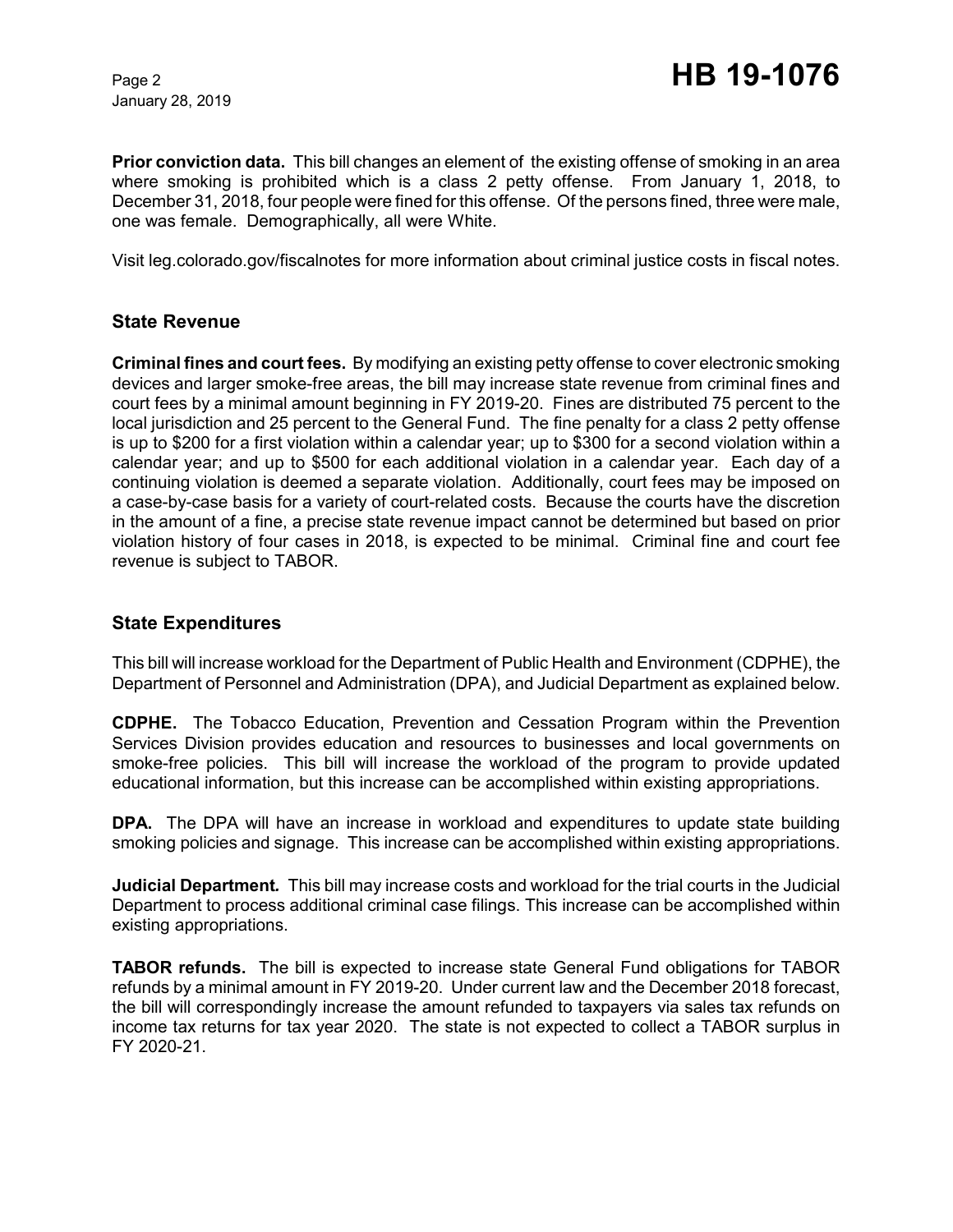**Prior conviction data.** This bill changes an element of the existing offense of smoking in an area where smoking is prohibited which is a class 2 petty offense. From January 1, 2018, to December 31, 2018, four people were fined for this offense. Of the persons fined, three were male, one was female. Demographically, all were White.

Visit leg.colorado.gov/fiscalnotes for more information about criminal justice costs in fiscal notes.

## State Revenue

**Criminal fines and court fees.** By modifying an existing petty offense to cover electronic smoking devices and larger smoke-free areas, the bill may increase state revenue from criminal fines and court fees by a minimal amount beginning in FY 2019-20. Fines are distributed 75 percent to the local jurisdiction and 25 percent to the General Fund. The fine penalty for a class 2 petty offense is up to $200 for a first violation within a calendar year; up to $300 for a second violation within a calendar year; and up to $500 for each additional violation in a calendar year. Each day of a continuing violation is deemed a separate violation. Additionally, court fees may be imposed on a case-by-case basis for a variety of court-related costs. Because the courts have the discretion in the amount of a fine, a precise state revenue impact cannot be determined but based on prior violation history of four cases in 2018, is expected to be minimal. Criminal fine and court fee revenue is subject to TABOR.

## State Expenditures

This bill will increase workload for the Department of Public Health and Environment (CDPHE), the Department of Personnel and Administration (DPA), and Judicial Department as explained below.

**CDPHE.** The Tobacco Education, Prevention and Cessation Program within the Prevention Services Division provides education and resources to businesses and local governments on smoke-free policies. This bill will increase the workload of the program to provide updated educational information, but this increase can be accomplished within existing appropriations.

**DPA.** The DPA will have an increase in workload and expenditures to update state building smoking policies and signage. This increase can be accomplished within existing appropriations.

***Judicial Department.*** This bill may increase costs and workload for the trial courts in the Judicial Department to process additional criminal case filings. This increase can be accomplished within existing appropriations.

**TABOR refunds.** The bill is expected to increase state General Fund obligations for TABOR refunds by a minimal amount in FY 2019-20. Under current law and the December 2018 forecast, the bill will correspondingly increase the amount refunded to taxpayers via sales tax refunds on income tax returns for tax year 2020. The state is not expected to collect a TABOR surplus in FY 2020-21.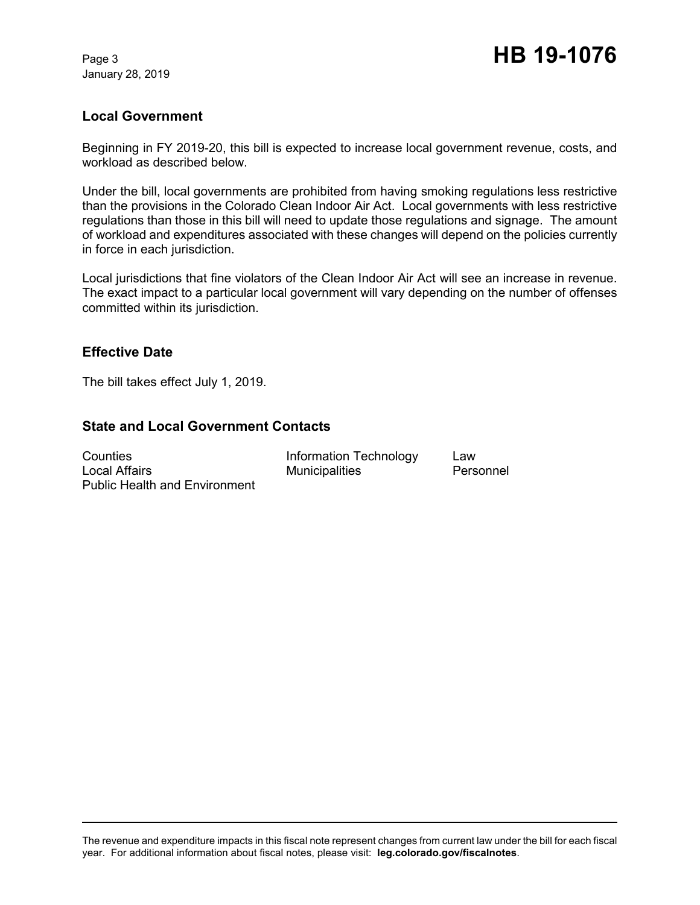## Local Government

Beginning in FY 2019-20, this bill is expected to increase local government revenue, costs, and workload as described below.

Under the bill, local governments are prohibited from having smoking regulations less restrictive than the provisions in the Colorado Clean Indoor Air Act. Local governments with less restrictive regulations than those in this bill will need to update those regulations and signage. The amount of workload and expenditures associated with these changes will depend on the policies currently in force in each jurisdiction.

Local jurisdictions that fine violators of the Clean Indoor Air Act will see an increase in revenue. The exact impact to a particular local government will vary depending on the number of offenses committed within its jurisdiction.

## Effective Date

The bill takes effect July 1, 2019.

## State and Local Government Contacts

| | | |
|---|---|---|
| Counties | Information Technology | Law |
| Local Affairs | Municipalities | Personnel |
| Public Health and Environment | | |

The revenue and expenditure impacts in this fiscal note represent changes from current law under the bill for each fiscal year. For additional information about fiscal notes, please visit: **leg.colorado.gov/fiscalnotes**.